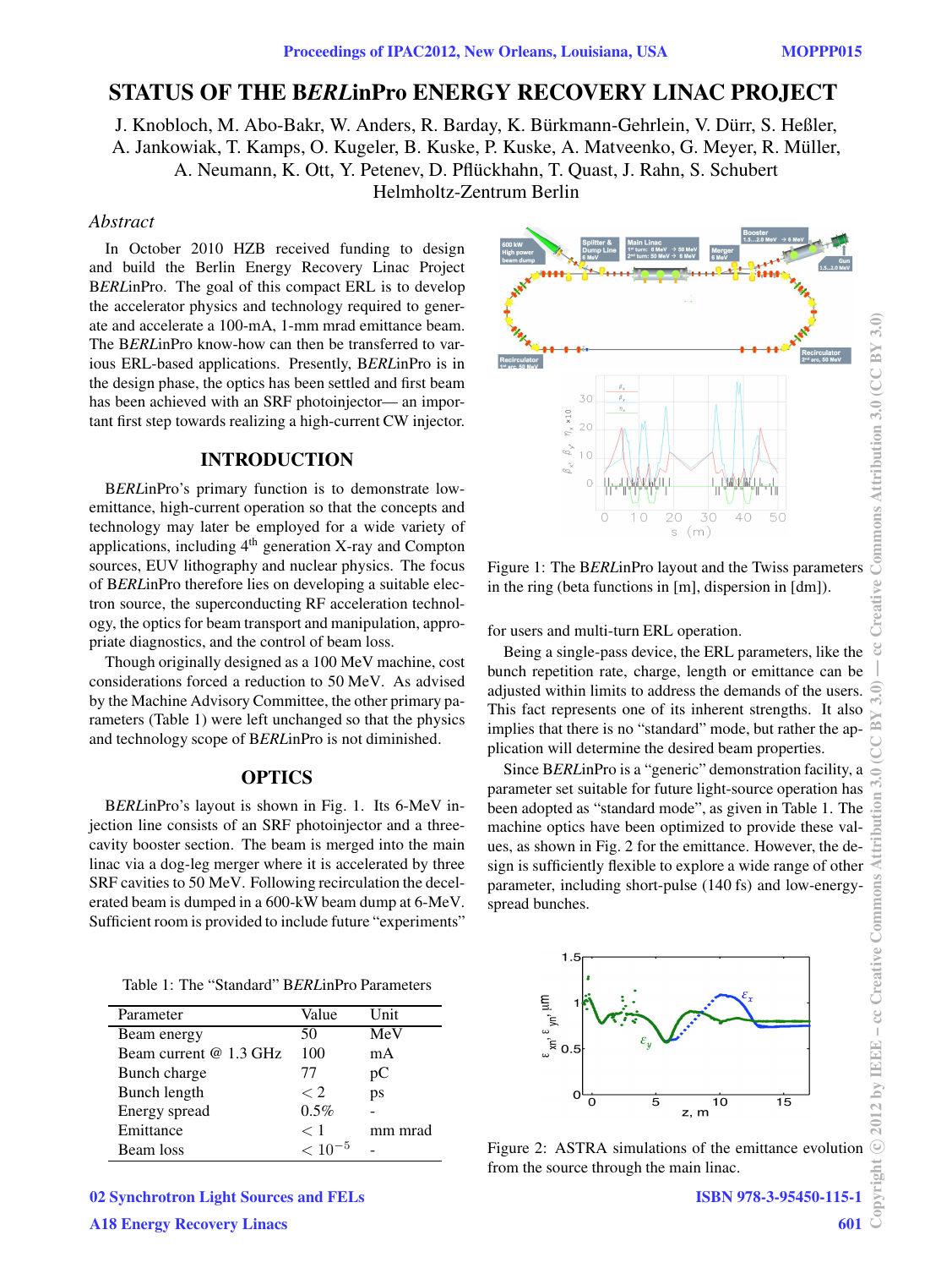# STATUS OF THE B*ERL*inPro ENERGY RECOVERY LINAC PROJECT

J. Knobloch, M. Abo-Bakr, W. Anders, R. Barday, K. Bürkmann-Gehrlein, V. Dürr, S. Heßler, A. Jankowiak, T. Kamps, O. Kugeler, B. Kuske, P. Kuske, A. Matveenko, G. Meyer, R. Müller, A. Neumann, K. Ott, Y. Petenev, D. Pflückhahn, T. Quast, J. Rahn, S. Schubert
Helmholtz-Zentrum Berlin

## Abstract

In October 2010 HZB received funding to design and build the Berlin Energy Recovery Linac Project B*ERL*inPro. The goal of this compact ERL is to develop the accelerator physics and technology required to generate and accelerate a 100-mA, 1-mm mrad emittance beam. The B*ERL*inPro know-how can then be transferred to various ERL-based applications. Presently, B*ERL*inPro is in the design phase, the optics has been settled and first beam has been achieved with an SRF photoinjector— an important first step towards realizing a high-current CW injector.

## INTRODUCTION

B*ERL*inPro's primary function is to demonstrate low-emittance, high-current operation so that the concepts and technology may later be employed for a wide variety of applications, including 4th generation X-ray and Compton sources, EUV lithography and nuclear physics. The focus of B*ERL*inPro therefore lies on developing a suitable electron source, the superconducting RF acceleration technology, the optics for beam transport and manipulation, appropriate diagnostics, and the control of beam loss.

Though originally designed as a 100 MeV machine, cost considerations forced a reduction to 50 MeV. As advised by the Machine Advisory Committee, the other primary parameters (Table 1) were left unchanged so that the physics and technology scope of B*ERL*inPro is not diminished.

## OPTICS

B*ERL*inPro's layout is shown in Fig. 1. Its 6-MeV injection line consists of an SRF photoinjector and a three-cavity booster section. The beam is merged into the main linac via a dog-leg merger where it is accelerated by three SRF cavities to 50 MeV. Following recirculation the decelerated beam is dumped in a 600-kW beam dump at 6-MeV. Sufficient room is provided to include future "experiments" for users and multi-turn ERL operation.

Figure 1: The B*ERL*inPro layout and the Twiss parameters in the ring (beta functions in [m], dispersion in [dm]).

Being a single-pass device, the ERL parameters, like the bunch repetition rate, charge, length or emittance can be adjusted within limits to address the demands of the users. This fact represents one of its inherent strengths. It also implies that there is no "standard" mode, but rather the application will determine the desired beam properties.

Since B*ERL*inPro is a "generic" demonstration facility, a parameter set suitable for future light-source operation has been adopted as "standard mode", as given in Table 1. The machine optics have been optimized to provide these values, as shown in Fig. 2 for the emittance. However, the design is sufficiently flexible to explore a wide range of other parameter, including short-pulse (140 fs) and low-energy-spread bunches.

Table 1: The "Standard" B*ERL*inPro Parameters

| Parameter | Value | Unit |
|---|---|---|
| Beam energy | 50 | MeV |
| Beam current @ 1.3 GHz | 100 | mA |
| Bunch charge | 77 | pC |
| Bunch length | $< 2$ | ps |
| Energy spread | 0.5% | - |
| Emittance | $< 1$ | mm mrad |
| Beam loss | $< 10^{-5}$ | - |

Figure 2: ASTRA simulations of the emittance evolution from the source through the main linac.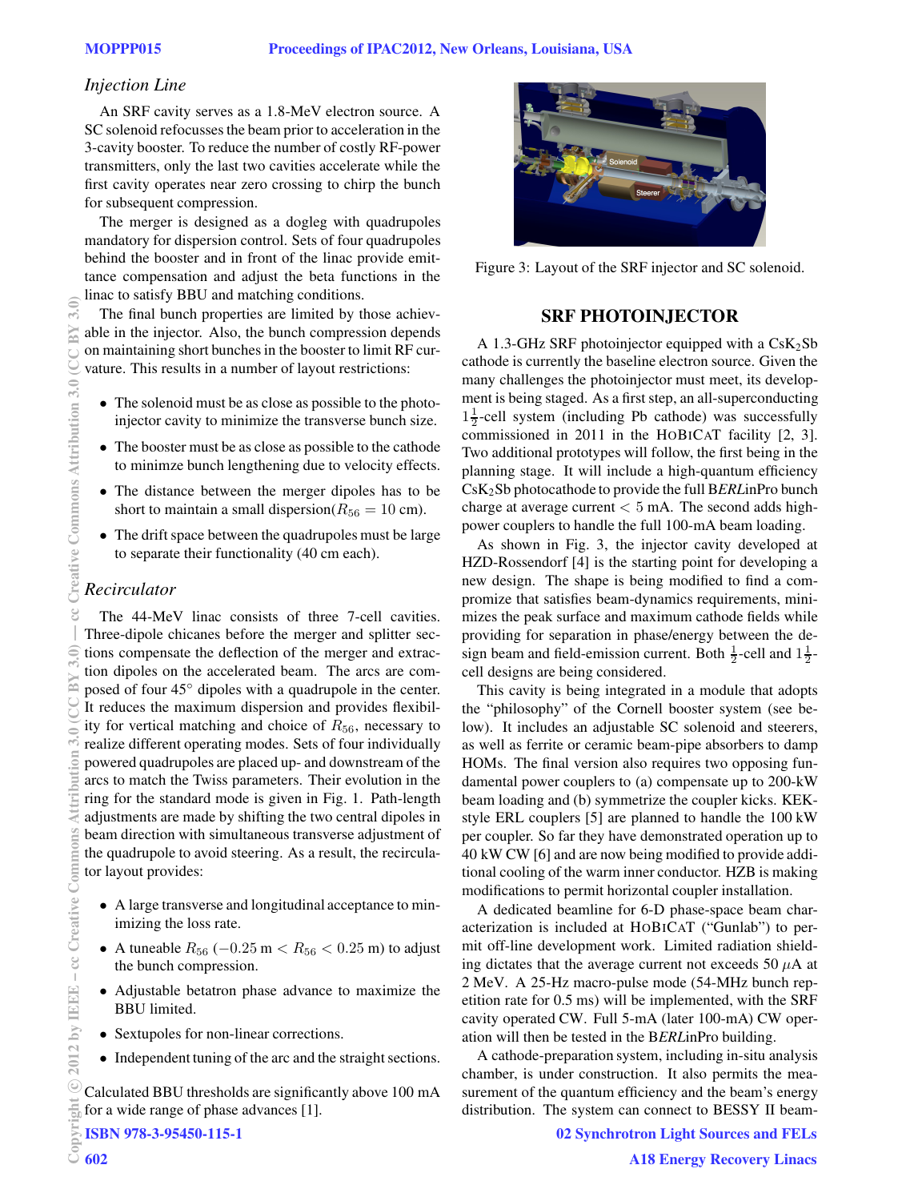### *Injection Line*

An SRF cavity serves as a 1.8-MeV electron source. A SC solenoid refocusses the beam prior to acceleration in the 3-cavity booster. To reduce the number of costly RF-power transmitters, only the last two cavities accelerate while the first cavity operates near zero crossing to chirp the bunch for subsequent compression.

The merger is designed as a dogleg with quadrupoles mandatory for dispersion control. Sets of four quadrupoles behind the booster and in front of the linac provide emittance compensation and adjust the beta functions in the linac to satisfy BBU and matching conditions.

The final bunch properties are limited by those achievable in the injector. Also, the bunch compression depends on maintaining short bunches in the booster to limit RF curvature. This results in a number of layout restrictions:

- The solenoid must be as close as possible to the photoinjector cavity to minimize the transverse bunch size.
- The booster must be as close as possible to the cathode to minimze bunch lengthening due to velocity effects.
- The distance between the merger dipoles has to be short to maintain a small dispersion($R_{56} = 10$ cm).
- The drift space between the quadrupoles must be large to separate their functionality (40 cm each).

### *Recirculator*

The 44-MeV linac consists of three 7-cell cavities. Three-dipole chicanes before the merger and splitter sections compensate the deflection of the merger and extraction dipoles on the accelerated beam. The arcs are composed of four 45° dipoles with a quadrupole in the center. It reduces the maximum dispersion and provides flexibility for vertical matching and choice of $R_{56}$, necessary to realize different operating modes. Sets of four individually powered quadrupoles are placed up- and downstream of the arcs to match the Twiss parameters. Their evolution in the ring for the standard mode is given in Fig. 1. Path-length adjustments are made by shifting the two central dipoles in beam direction with simultaneous transverse adjustment of the quadrupole to avoid steering. As a result, the recirculator layout provides:

- A large transverse and longitudinal acceptance to minimizing the loss rate.
- A tuneable $R_{56}$ ($-0.25$ m $< R_{56} <$ 0.25 m) to adjust the bunch compression.
- Adjustable betatron phase advance to maximize the BBU limited.
- Sextupoles for non-linear corrections.
- Independent tuning of the arc and the straight sections.

Calculated BBU thresholds are significantly above 100 mA for a wide range of phase advances [1].

Figure 3: Layout of the SRF injector and SC solenoid.

## SRF PHOTOINJECTOR

A 1.3-GHz SRF photoinjector equipped with a $CsK_2Sb$ cathode is currently the baseline electron source. Given the many challenges the photoinjector must meet, its development is being staged. As a first step, an all-superconducting $1\frac{1}{2}$-cell system (including Pb cathode) was successfully commissioned in 2011 in the HoBiCaT facility [2, 3]. Two additional prototypes will follow, the first being in the planning stage. It will include a high-quantum efficiency $CsK_2Sb$ photocathode to provide the full B*ERL*inPro bunch charge at average current $< 5$ mA. The second adds high-power couplers to handle the full 100-mA beam loading.

As shown in Fig. 3, the injector cavity developed at HZD-Rossendorf [4] is the starting point for developing a new design. The shape is being modified to find a compromize that satisfies beam-dynamics requirements, minimizes the peak surface and maximum cathode fields while providing for separation in phase/energy between the design beam and field-emission current. Both $\frac{1}{2}$-cell and $1\frac{1}{2}$-cell designs are being considered.

This cavity is being integrated in a module that adopts the "philosophy" of the Cornell booster system (see below). It includes an adjustable SC solenoid and steerers, as well as ferrite or ceramic beam-pipe absorbers to damp HOMs. The final version also requires two opposing fundamental power couplers to (a) compensate up to 200-kW beam loading and (b) symmetrize the coupler kicks. KEK-style ERL couplers [5] are planned to handle the 100 kW per coupler. So far they have demonstrated operation up to 40 kW CW [6] and are now being modified to provide additional cooling of the warm inner conductor. HZB is making modifications to permit horizontal coupler installation.

A dedicated beamline for 6-D phase-space beam characterization is included at HoBiCaT ("Gunlab") to permit off-line development work. Limited radiation shielding dictates that the average current not exceeds 50 $\mu$A at 2 MeV. A 25-Hz macro-pulse mode (54-MHz bunch repetition rate for 0.5 ms) will be implemented, with the SRF cavity operated CW. Full 5-mA (later 100-mA) CW operation will then be tested in the B*ERL*inPro building.

A cathode-preparation system, including in-situ analysis chamber, is under construction. It also permits the measurement of the quantum efficiency and the beam's energy distribution. The system can connect to BESSY II beam-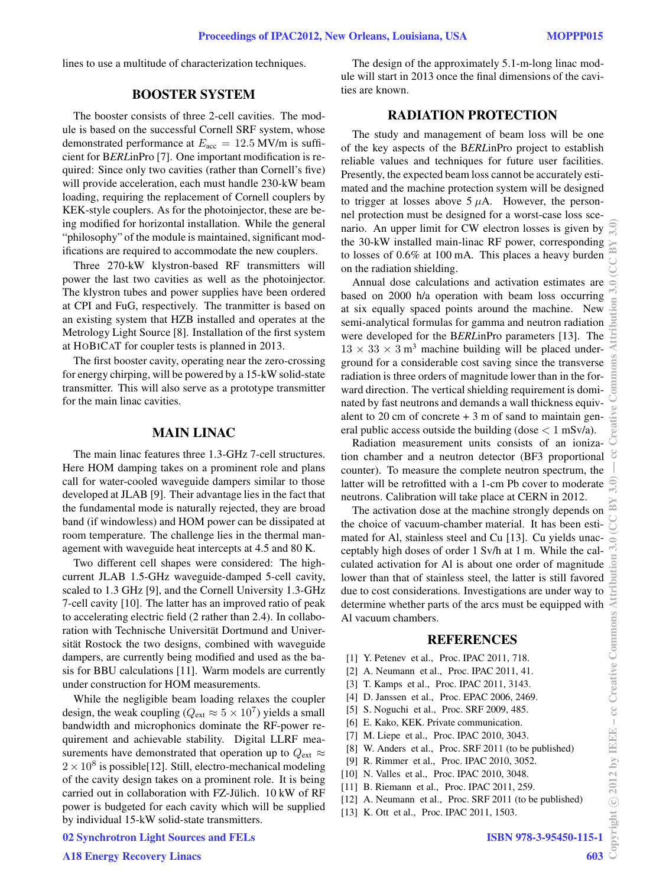lines to use a multitude of characterization techniques.

## BOOSTER SYSTEM

The booster consists of three 2-cell cavities. The module is based on the successful Cornell SRF system, whose demonstrated performance at $E_{\text{acc}} = 12.5$ MV/m is sufficient for B*ERL*inPro [7]. One important modification is required: Since only two cavities (rather than Cornell's five) will provide acceleration, each must handle 230-kW beam loading, requiring the replacement of Cornell couplers by KEK-style couplers. As for the photoinjector, these are being modified for horizontal installation. While the general "philosophy" of the module is maintained, significant modifications are required to accommodate the new couplers.

Three 270-kW klystron-based RF transmitters will power the last two cavities as well as the photoinjector. The klystron tubes and power supplies have been ordered at CPI and FuG, respectively. The tranmitter is based on an existing system that HZB installed and operates at the Metrology Light Source [8]. Installation of the first system at HoBiCaT for coupler tests is planned in 2013.

The first booster cavity, operating near the zero-crossing for energy chirping, will be powered by a 15-kW solid-state transmitter. This will also serve as a prototype transmitter for the main linac cavities.

## MAIN LINAC

The main linac features three 1.3-GHz 7-cell structures. Here HOM damping takes on a prominent role and plans call for water-cooled waveguide dampers similar to those developed at JLAB [9]. Their advantage lies in the fact that the fundamental mode is naturally rejected, they are broad band (if windowless) and HOM power can be dissipated at room temperature. The challenge lies in the thermal management with waveguide heat intercepts at 4.5 and 80 K.

Two different cell shapes were considered: The high-current JLAB 1.5-GHz waveguide-damped 5-cell cavity, scaled to 1.3 GHz [9], and the Cornell University 1.3-GHz 7-cell cavity [10]. The latter has an improved ratio of peak to accelerating electric field (2 rather than 2.4). In collaboration with Technische Universität Dortmund and Universität Rostock the two designs, combined with waveguide dampers, are currently being modified and used as the basis for BBU calculations [11]. Warm models are currently under construction for HOM measurements.

While the negligible beam loading relaxes the coupler design, the weak coupling ($Q_{\text{ext}} \approx 5 \times 10^7$) yields a small bandwidth and microphonics dominate the RF-power requirement and achievable stability. Digital LLRF measurements have demonstrated that operation up to $Q_{\text{ext}} \approx 2 \times 10^8$ is possible[12]. Still, electro-mechanical modeling of the cavity design takes on a prominent role. It is being carried out in collaboration with FZ-Jülich. 10 kW of RF power is budgeted for each cavity which will be supplied by individual 15-kW solid-state transmitters.

The design of the approximately 5.1-m-long linac module will start in 2013 once the final dimensions of the cavities are known.

## RADIATION PROTECTION

The study and management of beam loss will be one of the key aspects of the B*ERL*inPro project to establish reliable values and techniques for future user facilities. Presently, the expected beam loss cannot be accurately estimated and the machine protection system will be designed to trigger at losses above 5 $\mu$A. However, the personnel protection must be designed for a worst-case loss scenario. An upper limit for CW electron losses is given by the 30-kW installed main-linac RF power, corresponding to losses of 0.6% at 100 mA. This places a heavy burden on the radiation shielding.

Annual dose calculations and activation estimates are based on 2000 h/a operation with beam loss occurring at six equally spaced points around the machine. New semi-analytical formulas for gamma and neutron radiation were developed for the B*ERL*inPro parameters [13]. The $13 \times 33 \times 3$ m$^3$ machine building will be placed underground for a considerable cost saving since the transverse radiation is three orders of magnitude lower than in the forward direction. The vertical shielding requirement is dominated by fast neutrons and demands a wall thickness equivalent to 20 cm of concrete + 3 m of sand to maintain general public access outside the building (dose $<$ 1 mSv/a).

Radiation measurement units consists of an ionization chamber and a neutron detector (BF3 proportional counter). To measure the complete neutron spectrum, the latter will be retrofitted with a 1-cm Pb cover to moderate neutrons. Calibration will take place at CERN in 2012.

The activation dose at the machine strongly depends on the choice of vacuum-chamber material. It has been estimated for Al, stainless steel and Cu [13]. Cu yields unacceptably high doses of order 1 Sv/h at 1 m. While the calculated activation for Al is about one order of magnitude lower than that of stainless steel, the latter is still favored due to cost considerations. Investigations are under way to determine whether parts of the arcs must be equipped with Al vacuum chambers.

## REFERENCES

[1] Y. Petenev et al., Proc. IPAC 2011, 718.
[2] A. Neumann et al., Proc. IPAC 2011, 41.
[3] T. Kamps et al., Proc. IPAC 2011, 3143.
[4] D. Janssen et al., Proc. EPAC 2006, 2469.
[5] S. Noguchi et al., Proc. SRF 2009, 485.
[6] E. Kako, KEK. Private communication.
[7] M. Liepe et al., Proc. IPAC 2010, 3043.
[8] W. Anders et al., Proc. SRF 2011 (to be published)
[9] R. Rimmer et al., Proc. IPAC 2010, 3052.
[10] N. Valles et al., Proc. IPAC 2010, 3048.
[11] B. Riemann et al., Proc. IPAC 2011, 259.
[12] A. Neumann et al., Proc. SRF 2011 (to be published)
[13] K. Ott et al., Proc. IPAC 2011, 1503.